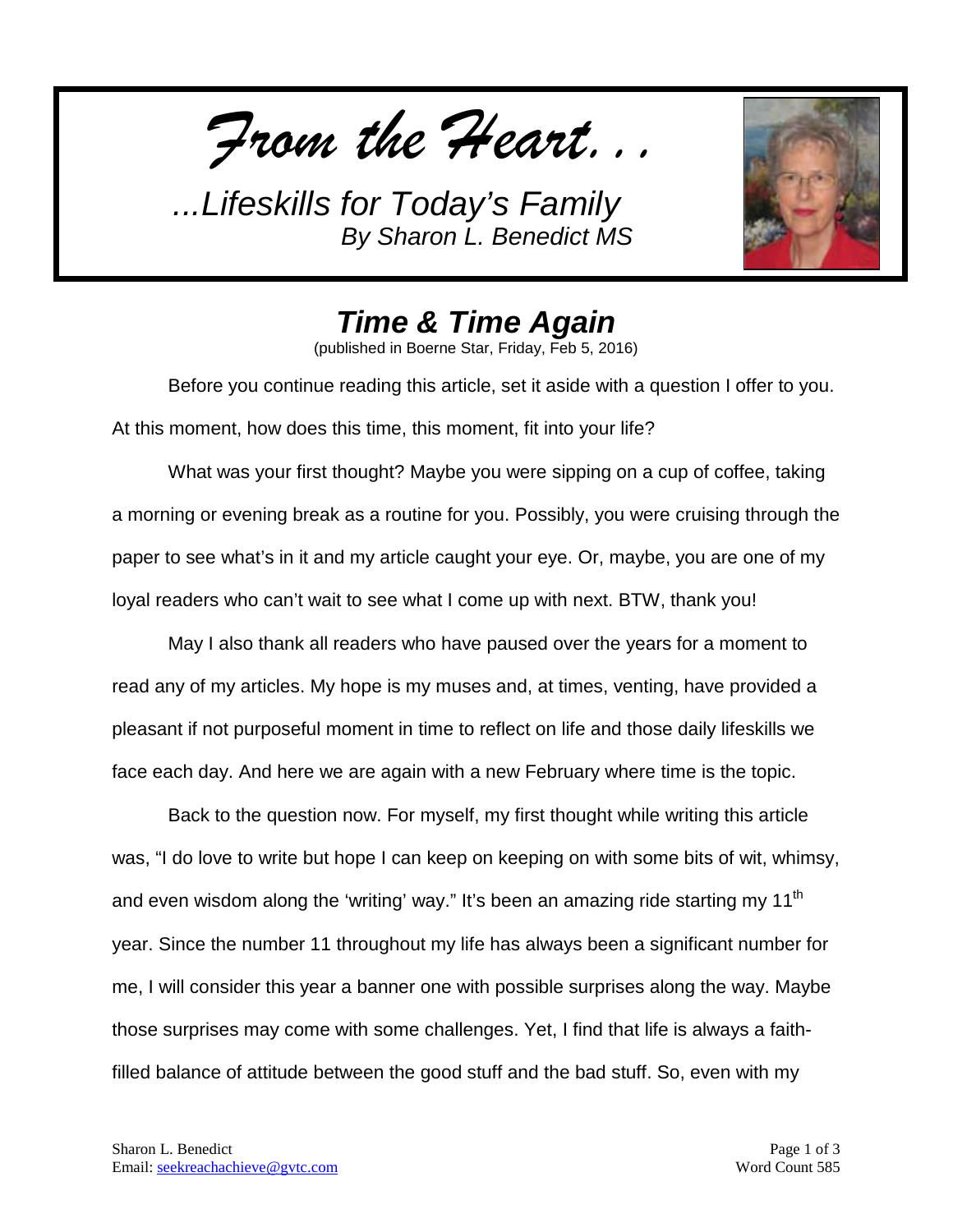*From the Heart...*

*...Lifeskills for Today's Family*
*By Sharon L. Benedict MS*

## *Time & Time Again*

(published in Boerne Star, Friday, Feb 5, 2016)

Before you continue reading this article, set it aside with a question I offer to you. At this moment, how does this time, this moment, fit into your life?

What was your first thought? Maybe you were sipping on a cup of coffee, taking a morning or evening break as a routine for you. Possibly, you were cruising through the paper to see what's in it and my article caught your eye. Or, maybe, you are one of my loyal readers who can't wait to see what I come up with next. BTW, thank you!

May I also thank all readers who have paused over the years for a moment to read any of my articles. My hope is my muses and, at times, venting, have provided a pleasant if not purposeful moment in time to reflect on life and those daily lifeskills we face each day. And here we are again with a new February where time is the topic.

Back to the question now. For myself, my first thought while writing this article was, "I do love to write but hope I can keep on keeping on with some bits of wit, whimsy, and even wisdom along the 'writing' way." It's been an amazing ride starting my 11th year. Since the number 11 throughout my life has always been a significant number for me, I will consider this year a banner one with possible surprises along the way. Maybe those surprises may come with some challenges. Yet, I find that life is always a faith-filled balance of attitude between the good stuff and the bad stuff. So, even with my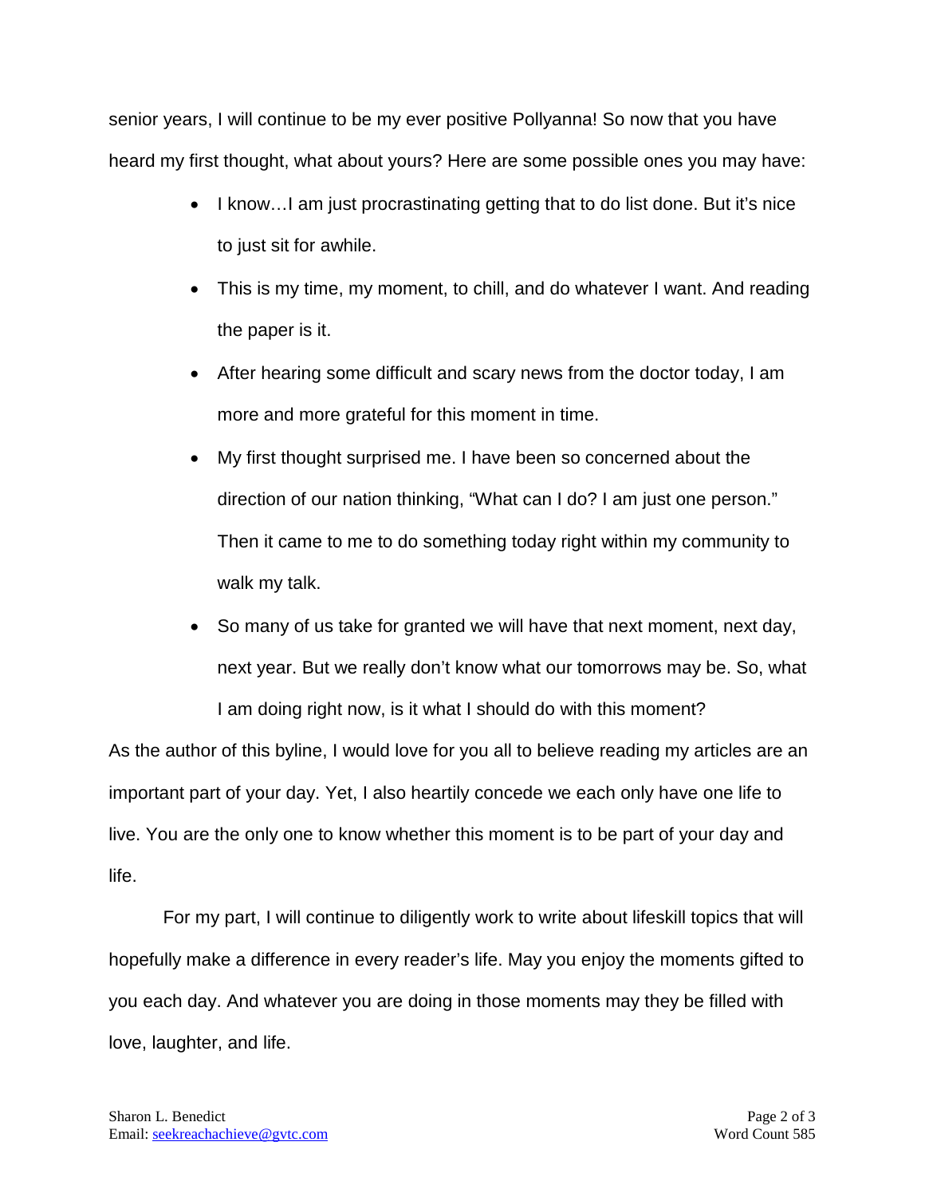senior years, I will continue to be my ever positive Pollyanna! So now that you have heard my first thought, what about yours? Here are some possible ones you may have:

- I know…I am just procrastinating getting that to do list done. But it's nice to just sit for awhile.
- This is my time, my moment, to chill, and do whatever I want. And reading the paper is it.
- After hearing some difficult and scary news from the doctor today, I am more and more grateful for this moment in time.
- My first thought surprised me. I have been so concerned about the direction of our nation thinking, "What can I do? I am just one person." Then it came to me to do something today right within my community to walk my talk.
- So many of us take for granted we will have that next moment, next day, next year. But we really don't know what our tomorrows may be. So, what I am doing right now, is it what I should do with this moment?

As the author of this byline, I would love for you all to believe reading my articles are an important part of your day. Yet, I also heartily concede we each only have one life to live. You are the only one to know whether this moment is to be part of your day and life.

For my part, I will continue to diligently work to write about lifeskill topics that will hopefully make a difference in every reader's life. May you enjoy the moments gifted to you each day. And whatever you are doing in those moments may they be filled with love, laughter, and life.

Sharon L. Benedict
Email: seekreachachieve@gvtc.com

Word Count 585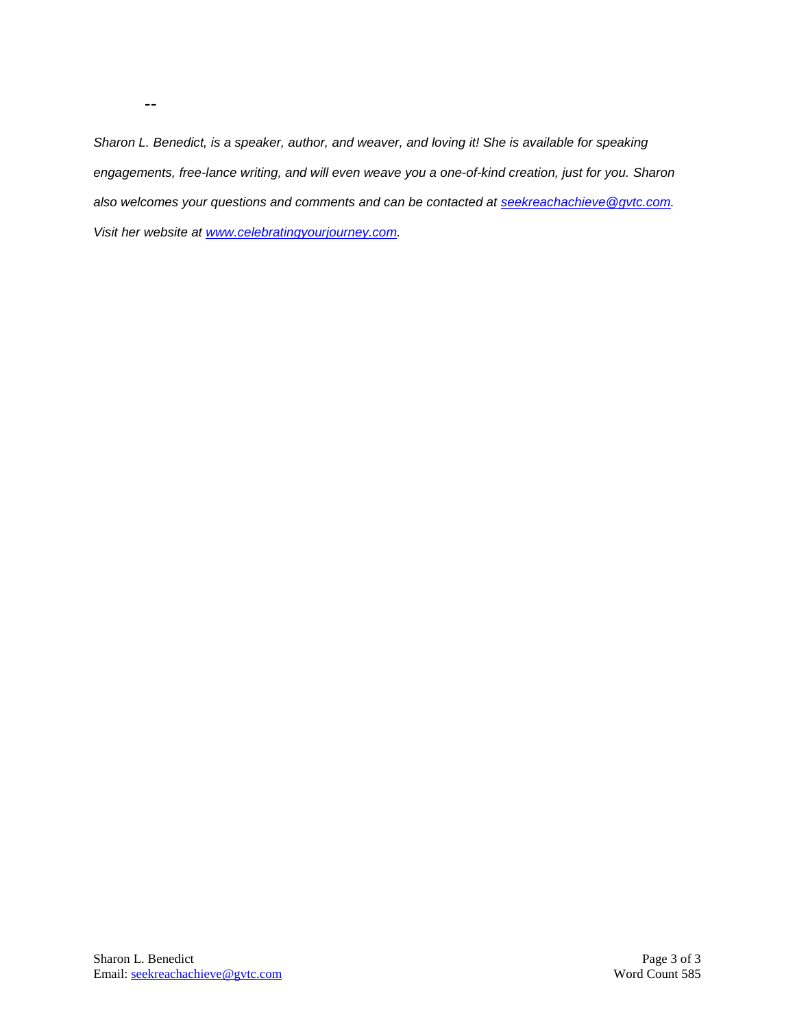--

*Sharon L. Benedict, is a speaker, author, and weaver, and loving it! She is available for speaking engagements, free-lance writing, and will even weave you a one-of-kind creation, just for you. Sharon also welcomes your questions and comments and can be contacted at [seekreachachieve@gvtc.com](mailto:seekreachachieve@gvtc.com). Visit her website at [www.celebratingyourjourney.com](http://www.celebratingyourjourney.com).*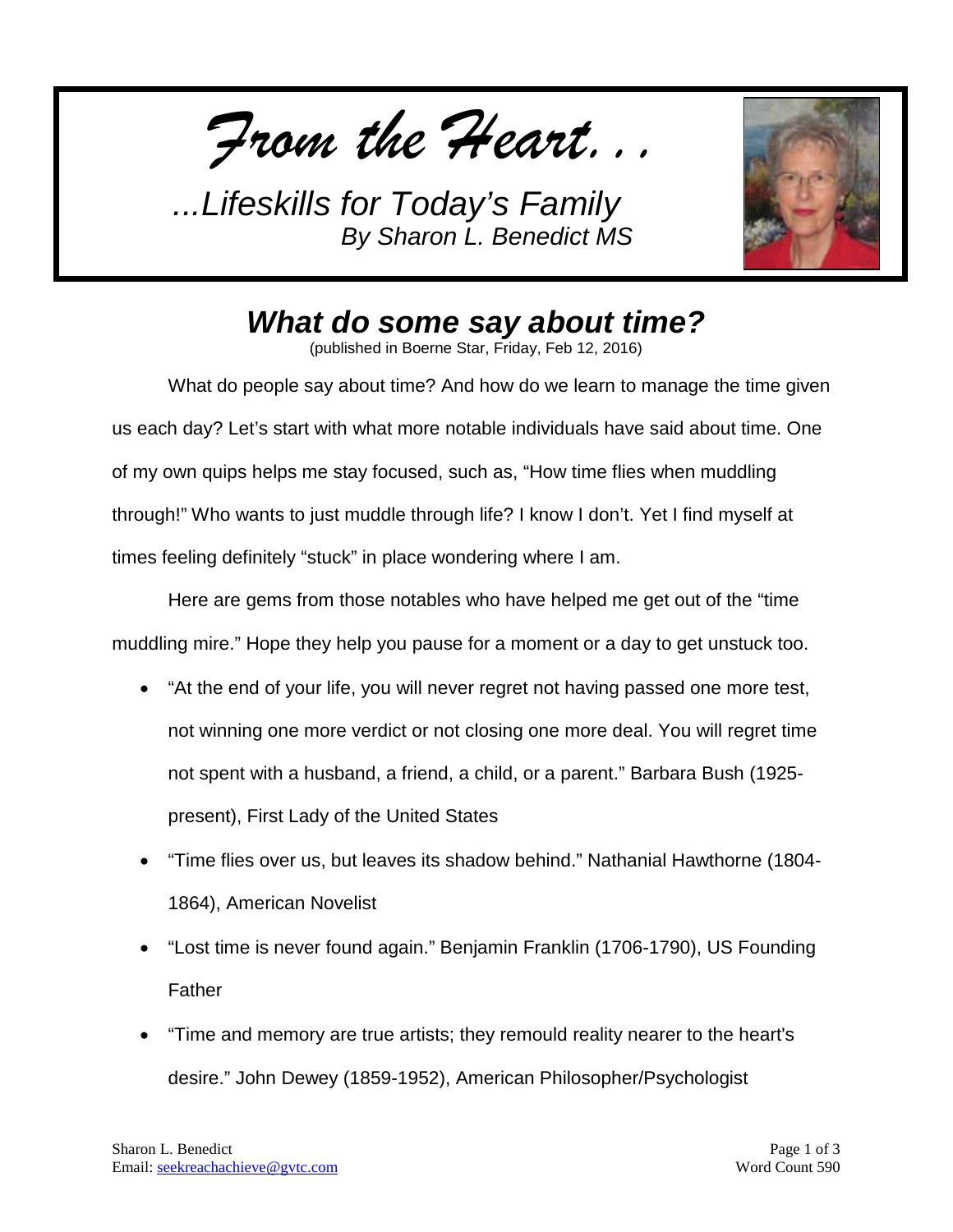*From the Heart...*

*...Lifeskills for Today's Family*
*By Sharon L. Benedict MS*

## *What do some say about time?*

(published in Boerne Star, Friday, Feb 12, 2016)

What do people say about time? And how do we learn to manage the time given us each day? Let's start with what more notable individuals have said about time. One of my own quips helps me stay focused, such as, "How time flies when muddling through!" Who wants to just muddle through life? I know I don't. Yet I find myself at times feeling definitely "stuck" in place wondering where I am.

Here are gems from those notables who have helped me get out of the "time muddling mire." Hope they help you pause for a moment or a day to get unstuck too.

- "At the end of your life, you will never regret not having passed one more test, not winning one more verdict or not closing one more deal. You will regret time not spent with a husband, a friend, a child, or a parent." Barbara Bush (1925-present), First Lady of the United States
- "Time flies over us, but leaves its shadow behind." Nathanial Hawthorne (1804-1864), American Novelist
- "Lost time is never found again." Benjamin Franklin (1706-1790), US Founding Father
- "Time and memory are true artists; they remould reality nearer to the heart's desire." John Dewey (1859-1952), American Philosopher/Psychologist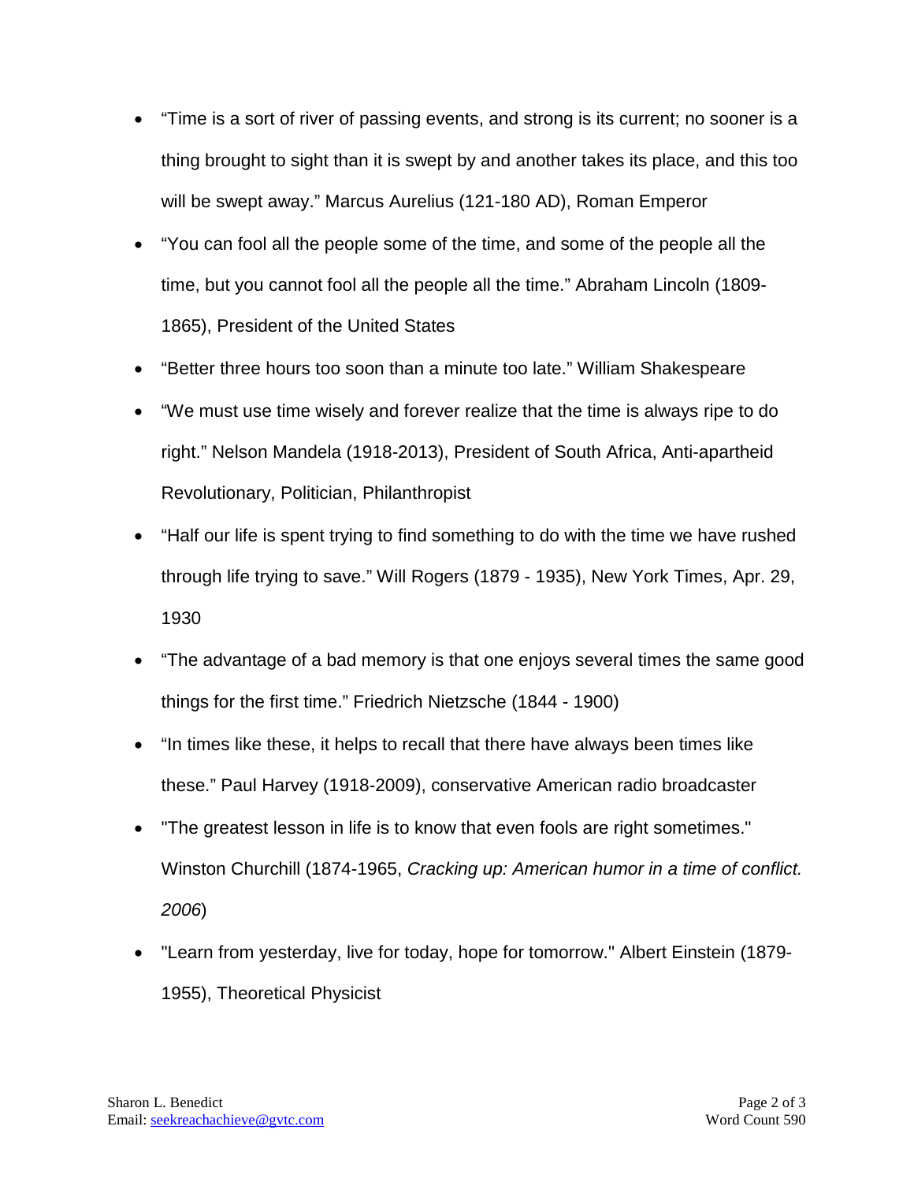- “Time is a sort of river of passing events, and strong is its current; no sooner is a thing brought to sight than it is swept by and another takes its place, and this too will be swept away.” Marcus Aurelius (121-180 AD), Roman Emperor
- “You can fool all the people some of the time, and some of the people all the time, but you cannot fool all the people all the time.” Abraham Lincoln (1809-1865), President of the United States
- “Better three hours too soon than a minute too late.” William Shakespeare
- “We must use time wisely and forever realize that the time is always ripe to do right.” Nelson Mandela (1918-2013), President of South Africa, Anti-apartheid Revolutionary, Politician, Philanthropist
- “Half our life is spent trying to find something to do with the time we have rushed through life trying to save.” Will Rogers (1879 - 1935), New York Times, Apr. 29, 1930
- “The advantage of a bad memory is that one enjoys several times the same good things for the first time.” Friedrich Nietzsche (1844 - 1900)
- “In times like these, it helps to recall that there have always been times like these.” Paul Harvey (1918-2009), conservative American radio broadcaster
- "The greatest lesson in life is to know that even fools are right sometimes." Winston Churchill (1874-1965, *Cracking up: American humor in a time of conflict. 2006*)
- "Learn from yesterday, live for today, hope for tomorrow." Albert Einstein (1879-1955), Theoretical Physicist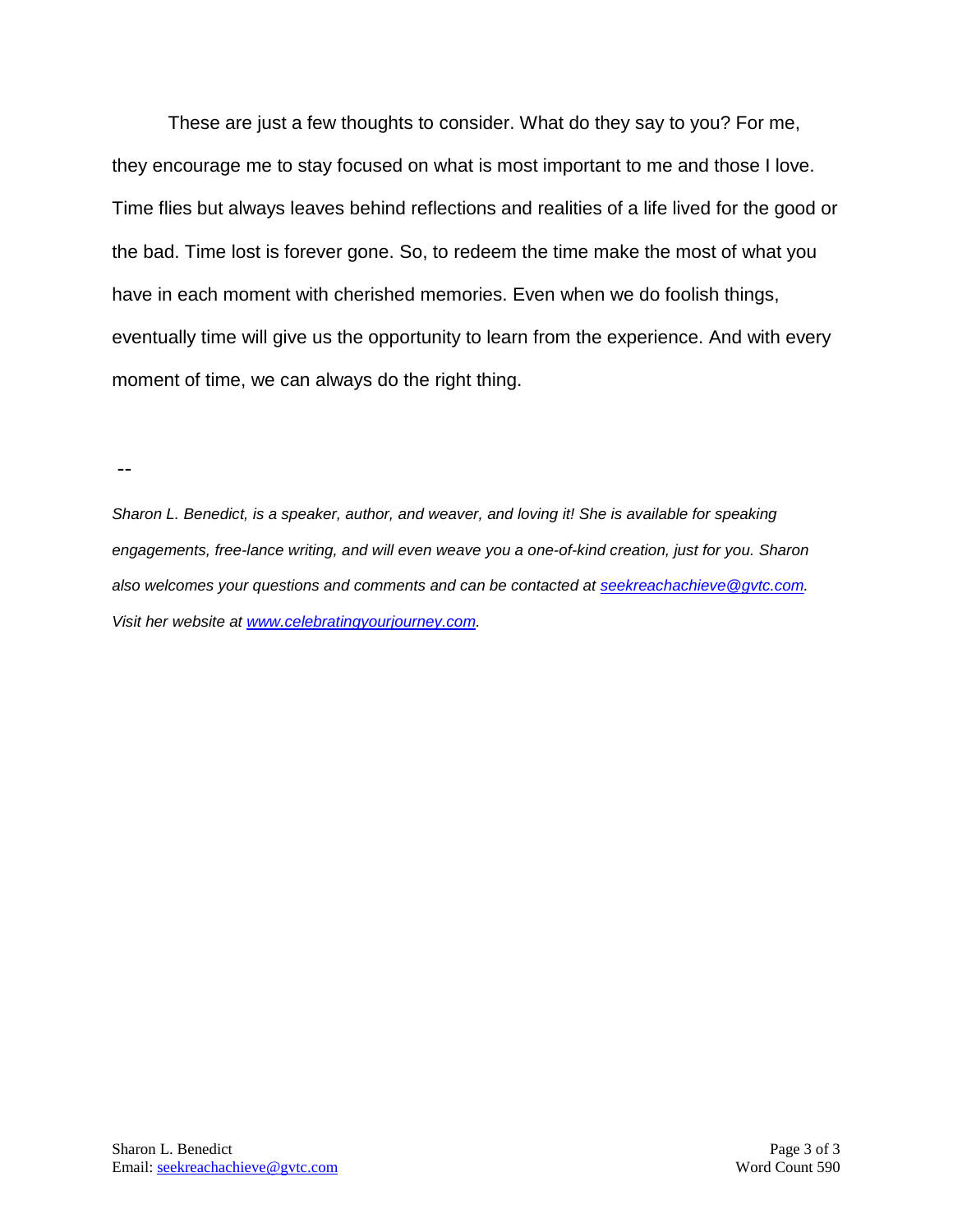These are just a few thoughts to consider. What do they say to you? For me, they encourage me to stay focused on what is most important to me and those I love. Time flies but always leaves behind reflections and realities of a life lived for the good or the bad. Time lost is forever gone. So, to redeem the time make the most of what you have in each moment with cherished memories. Even when we do foolish things, eventually time will give us the opportunity to learn from the experience. And with every moment of time, we can always do the right thing.

--

*Sharon L. Benedict, is a speaker, author, and weaver, and loving it! She is available for speaking engagements, free-lance writing, and will even weave you a one-of-kind creation, just for you. Sharon also welcomes your questions and comments and can be contacted at [seekreachachieve@gvtc.com](mailto:seekreachachieve@gvtc.com). Visit her website at [www.celebratingyourjourney.com](http://www.celebratingyourjourney.com).*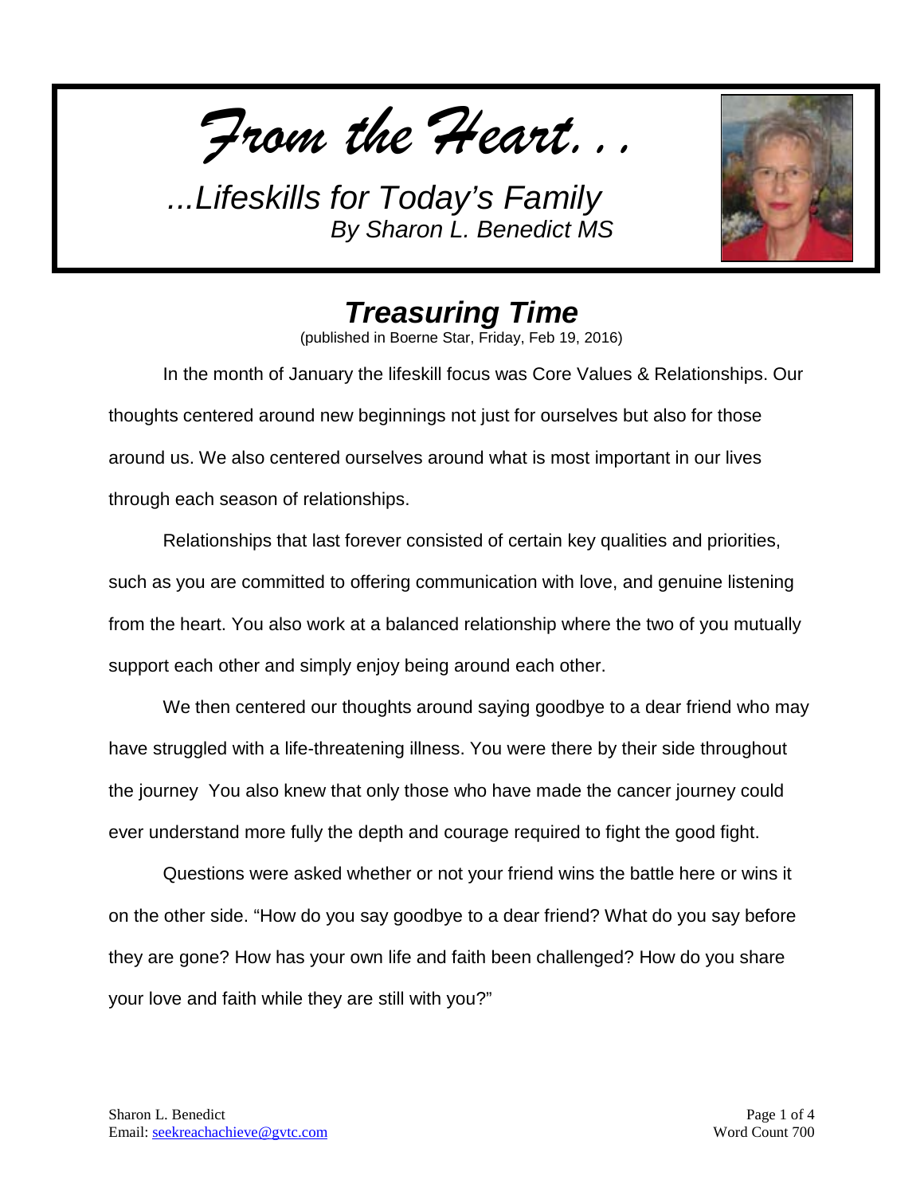*From the Heart...*

*...Lifeskills for Today's Family*
*By Sharon L. Benedict MS*

# *Treasuring Time*

(published in Boerne Star, Friday, Feb 19, 2016)

In the month of January the lifeskill focus was Core Values & Relationships. Our thoughts centered around new beginnings not just for ourselves but also for those around us. We also centered ourselves around what is most important in our lives through each season of relationships.

Relationships that last forever consisted of certain key qualities and priorities, such as you are committed to offering communication with love, and genuine listening from the heart. You also work at a balanced relationship where the two of you mutually support each other and simply enjoy being around each other.

We then centered our thoughts around saying goodbye to a dear friend who may have struggled with a life-threatening illness. You were there by their side throughout the journey  You also knew that only those who have made the cancer journey could ever understand more fully the depth and courage required to fight the good fight.

Questions were asked whether or not your friend wins the battle here or wins it on the other side. "How do you say goodbye to a dear friend? What do you say before they are gone? How has your own life and faith been challenged? How do you share your love and faith while they are still with you?"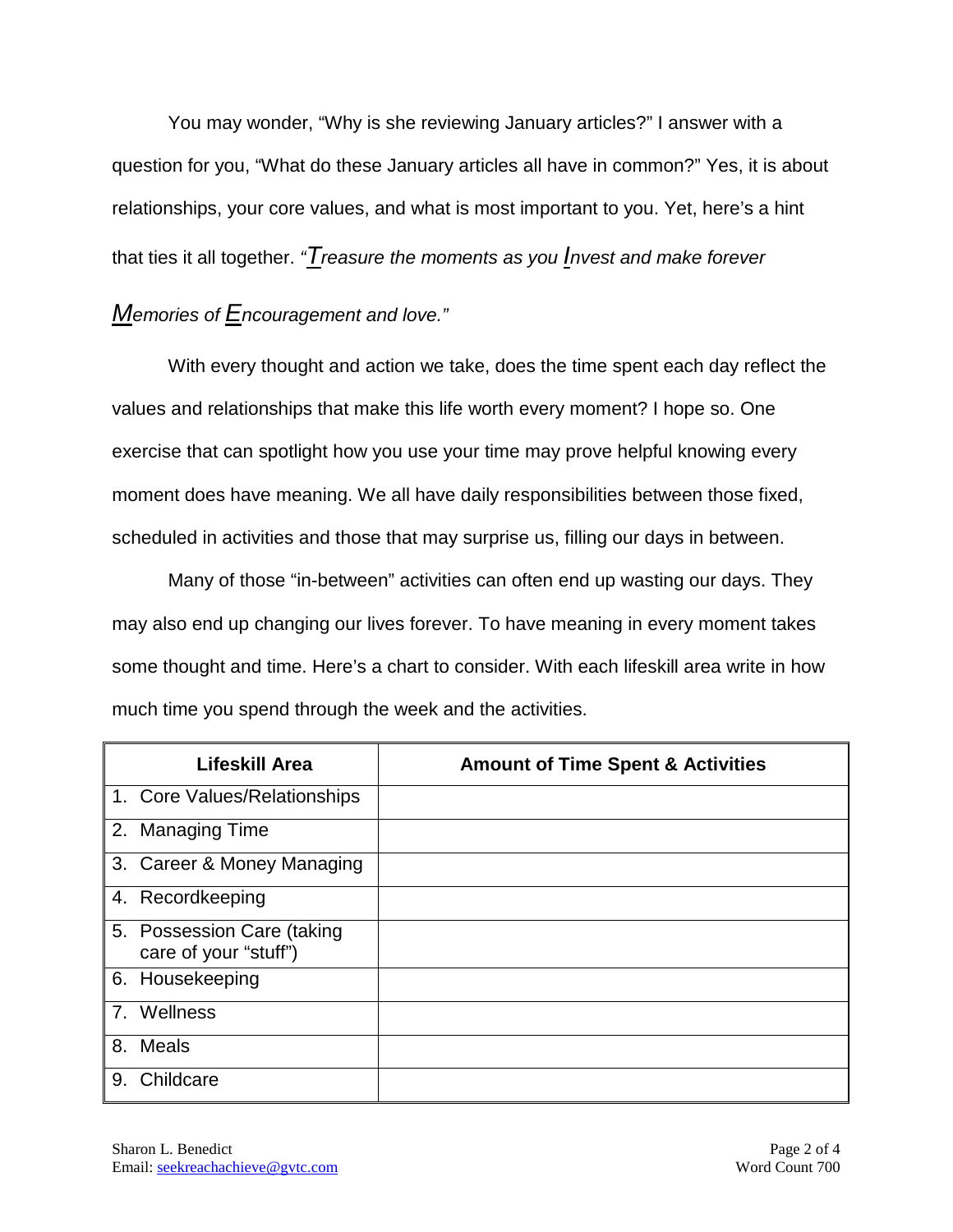You may wonder, "Why is she reviewing January articles?" I answer with a question for you, "What do these January articles all have in common?" Yes, it is about relationships, your core values, and what is most important to you. Yet, here's a hint that ties it all together. *"Treasure the moments as you Invest and make forever Memories of Encouragement and love."*

With every thought and action we take, does the time spent each day reflect the values and relationships that make this life worth every moment? I hope so. One exercise that can spotlight how you use your time may prove helpful knowing every moment does have meaning. We all have daily responsibilities between those fixed, scheduled in activities and those that may surprise us, filling our days in between.

Many of those "in-between" activities can often end up wasting our days. They may also end up changing our lives forever. To have meaning in every moment takes some thought and time. Here's a chart to consider. With each lifeskill area write in how much time you spend through the week and the activities.

| Lifeskill Area | Amount of Time Spent & Activities |
|---|---|
| 1. Core Values/Relationships | |
| 2. Managing Time | |
| 3. Career & Money Managing | |
| 4. Recordkeeping | |
| 5. Possession Care (taking care of your "stuff") | |
| 6. Housekeeping | |
| 7. Wellness | |
| 8. Meals | |
| 9. Childcare | |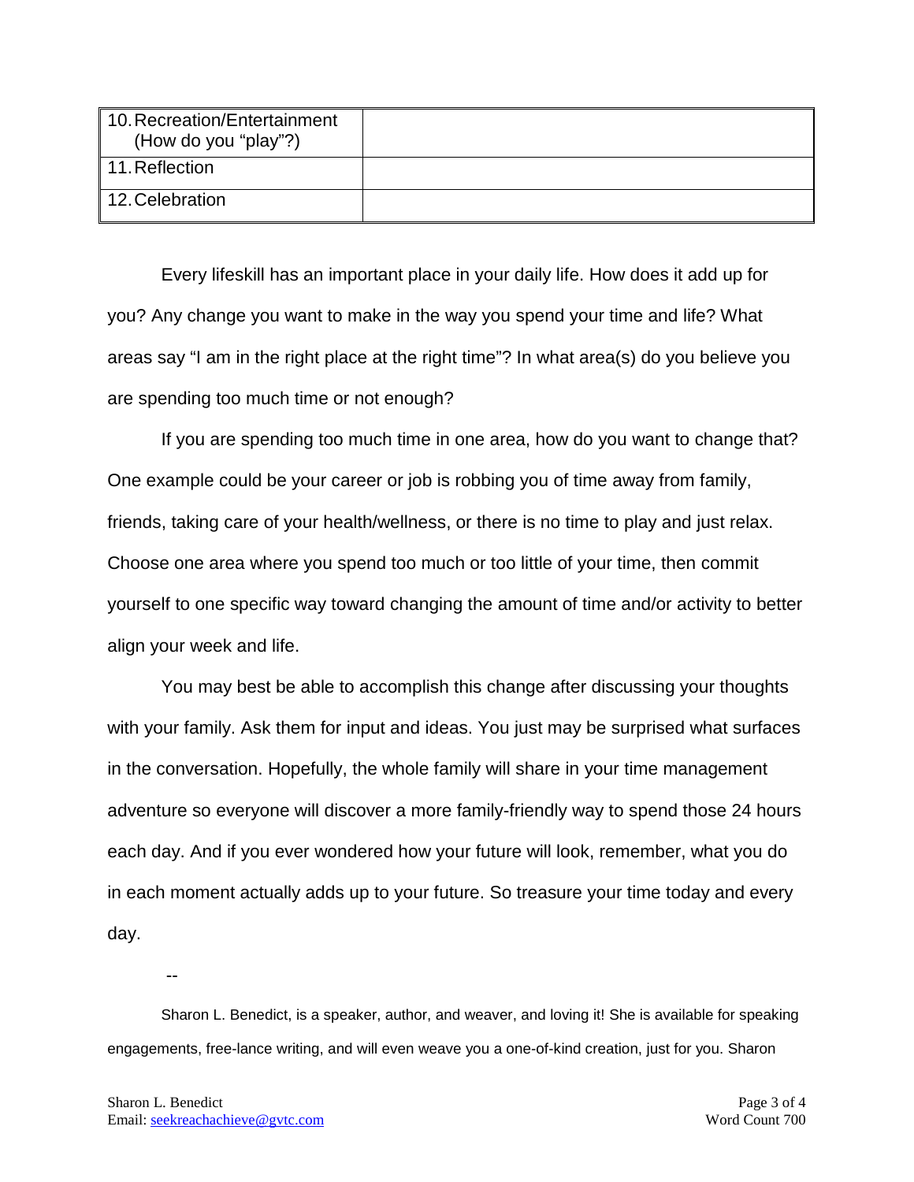| 10. Recreation/Entertainment (How do you "play"?) | |
|---|---|
| 11. Reflection | |
| 12. Celebration | |

Every lifeskill has an important place in your daily life. How does it add up for you? Any change you want to make in the way you spend your time and life? What areas say "I am in the right place at the right time"? In what area(s) do you believe you are spending too much time or not enough?

If you are spending too much time in one area, how do you want to change that? One example could be your career or job is robbing you of time away from family, friends, taking care of your health/wellness, or there is no time to play and just relax. Choose one area where you spend too much or too little of your time, then commit yourself to one specific way toward changing the amount of time and/or activity to better align your week and life.

You may best be able to accomplish this change after discussing your thoughts with your family. Ask them for input and ideas. You just may be surprised what surfaces in the conversation. Hopefully, the whole family will share in your time management adventure so everyone will discover a more family-friendly way to spend those 24 hours each day. And if you ever wondered how your future will look, remember, what you do in each moment actually adds up to your future. So treasure your time today and every day.

--

Sharon L. Benedict, is a speaker, author, and weaver, and loving it! She is available for speaking engagements, free-lance writing, and will even weave you a one-of-kind creation, just for you. Sharon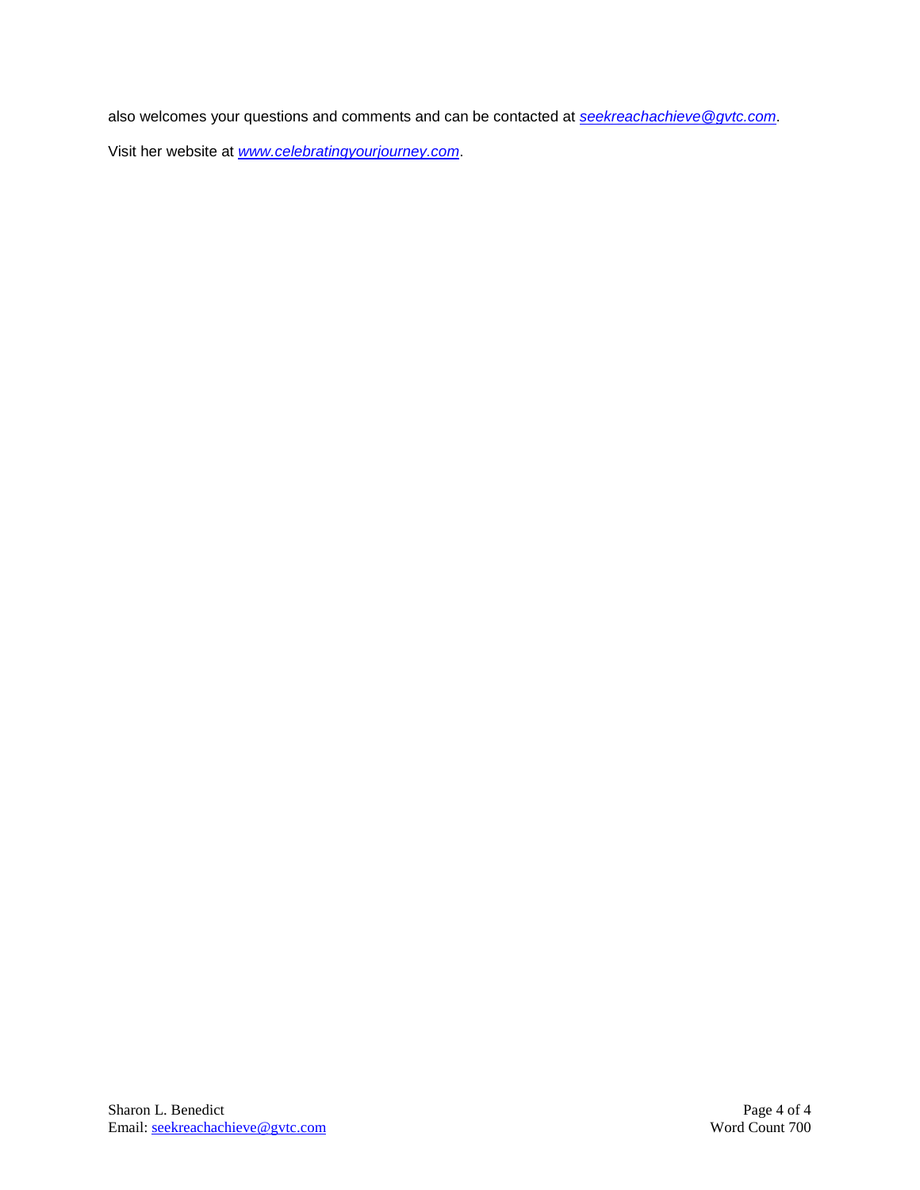also welcomes your questions and comments and can be contacted at *seekreachachieve@gvtc.com*.

Visit her website at *www.celebratingyourjourney.com*.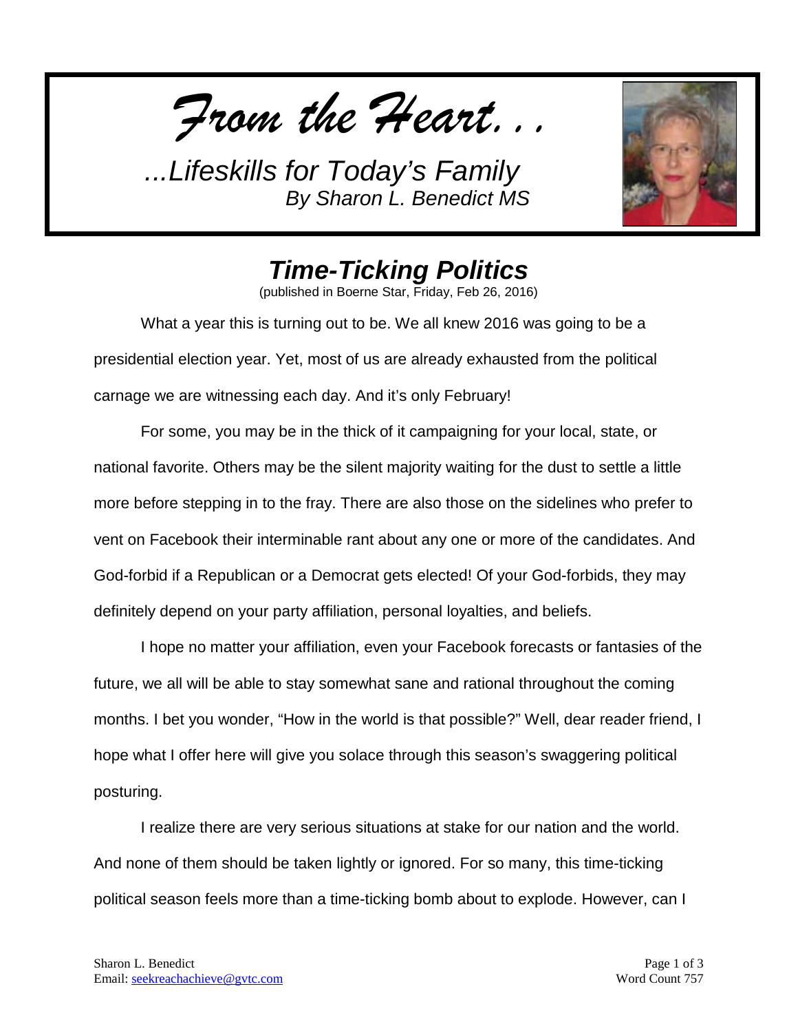*From the Heart...*

*...Lifeskills for Today's Family*
*By Sharon L. Benedict MS*

# *Time-Ticking Politics*

(published in Boerne Star, Friday, Feb 26, 2016)

What a year this is turning out to be. We all knew 2016 was going to be a presidential election year. Yet, most of us are already exhausted from the political carnage we are witnessing each day. And it's only February!

For some, you may be in the thick of it campaigning for your local, state, or national favorite. Others may be the silent majority waiting for the dust to settle a little more before stepping in to the fray. There are also those on the sidelines who prefer to vent on Facebook their interminable rant about any one or more of the candidates. And God-forbid if a Republican or a Democrat gets elected! Of your God-forbids, they may definitely depend on your party affiliation, personal loyalties, and beliefs.

I hope no matter your affiliation, even your Facebook forecasts or fantasies of the future, we all will be able to stay somewhat sane and rational throughout the coming months. I bet you wonder, "How in the world is that possible?" Well, dear reader friend, I hope what I offer here will give you solace through this season's swaggering political posturing.

I realize there are very serious situations at stake for our nation and the world. And none of them should be taken lightly or ignored. For so many, this time-ticking political season feels more than a time-ticking bomb about to explode. However, can I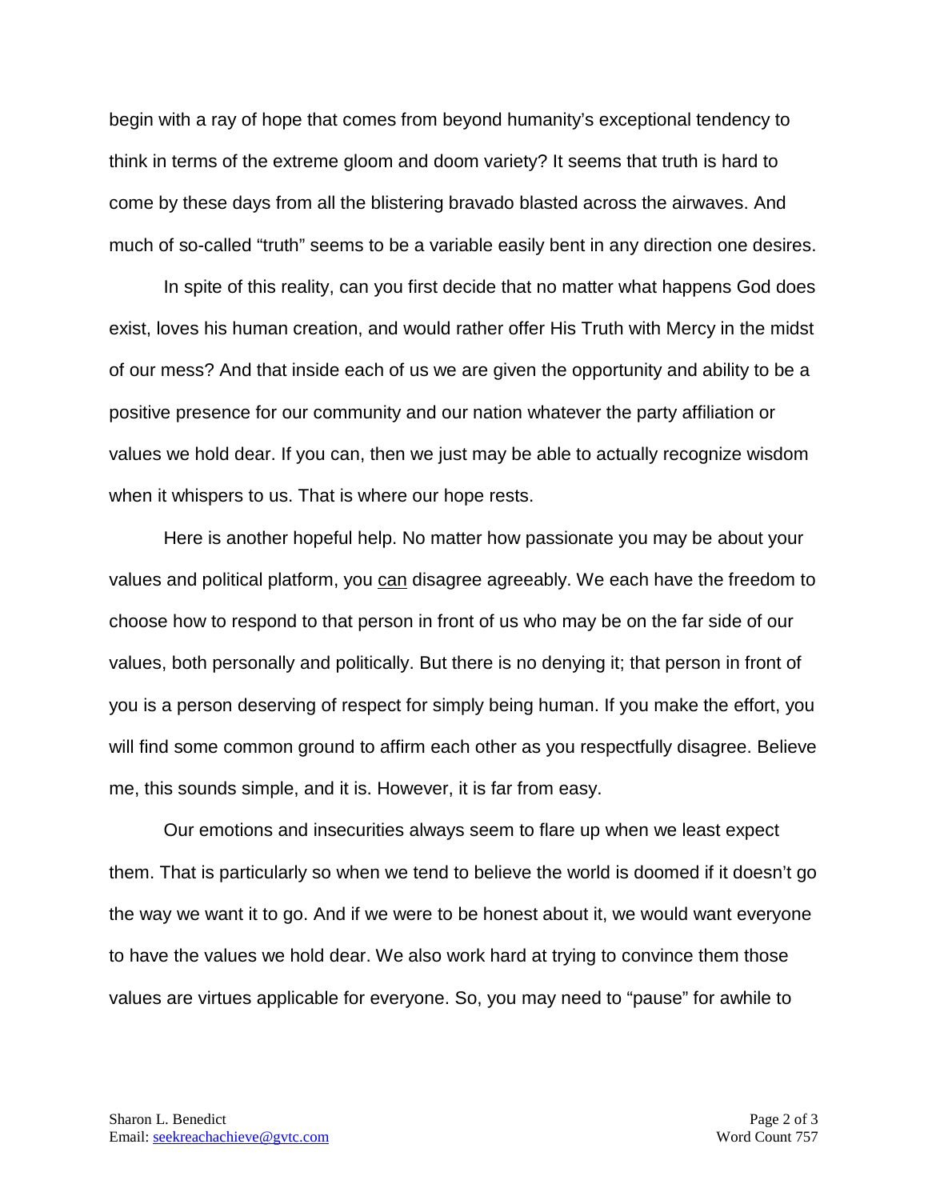begin with a ray of hope that comes from beyond humanity's exceptional tendency to think in terms of the extreme gloom and doom variety? It seems that truth is hard to come by these days from all the blistering bravado blasted across the airwaves. And much of so-called "truth" seems to be a variable easily bent in any direction one desires.

In spite of this reality, can you first decide that no matter what happens God does exist, loves his human creation, and would rather offer His Truth with Mercy in the midst of our mess? And that inside each of us we are given the opportunity and ability to be a positive presence for our community and our nation whatever the party affiliation or values we hold dear. If you can, then we just may be able to actually recognize wisdom when it whispers to us. That is where our hope rests.

Here is another hopeful help. No matter how passionate you may be about your values and political platform, you <u>can</u> disagree agreeably. We each have the freedom to choose how to respond to that person in front of us who may be on the far side of our values, both personally and politically. But there is no denying it; that person in front of you is a person deserving of respect for simply being human. If you make the effort, you will find some common ground to affirm each other as you respectfully disagree. Believe me, this sounds simple, and it is. However, it is far from easy.

Our emotions and insecurities always seem to flare up when we least expect them. That is particularly so when we tend to believe the world is doomed if it doesn't go the way we want it to go. And if we were to be honest about it, we would want everyone to have the values we hold dear. We also work hard at trying to convince them those values are virtues applicable for everyone. So, you may need to "pause" for awhile to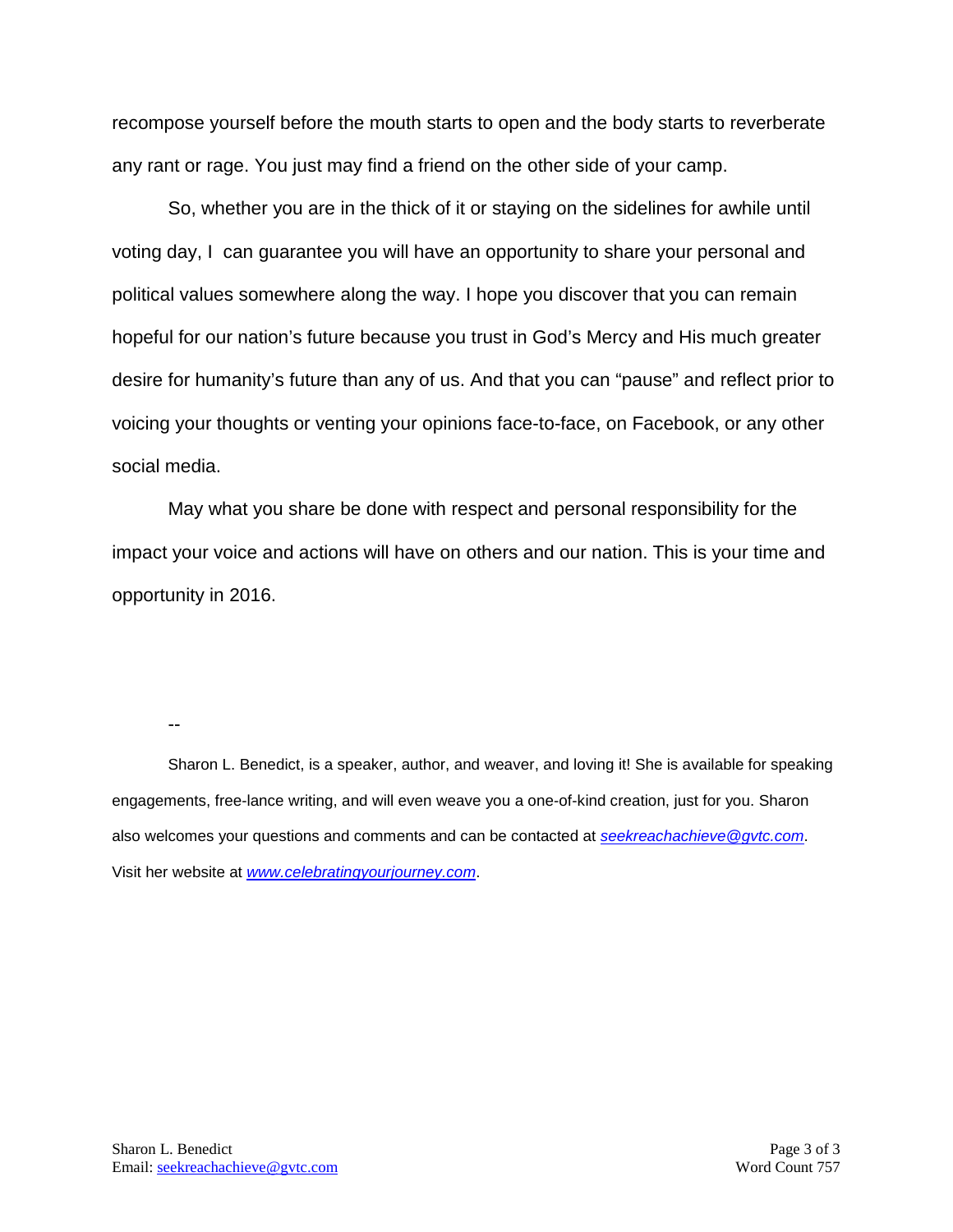recompose yourself before the mouth starts to open and the body starts to reverberate any rant or rage. You just may find a friend on the other side of your camp.

So, whether you are in the thick of it or staying on the sidelines for awhile until voting day, I can guarantee you will have an opportunity to share your personal and political values somewhere along the way. I hope you discover that you can remain hopeful for our nation's future because you trust in God's Mercy and His much greater desire for humanity's future than any of us. And that you can "pause" and reflect prior to voicing your thoughts or venting your opinions face-to-face, on Facebook, or any other social media.

May what you share be done with respect and personal responsibility for the impact your voice and actions will have on others and our nation. This is your time and opportunity in 2016.

--

Sharon L. Benedict, is a speaker, author, and weaver, and loving it! She is available for speaking engagements, free-lance writing, and will even weave you a one-of-kind creation, just for you. Sharon also welcomes your questions and comments and can be contacted at *seekreachachieve@gvtc.com*. Visit her website at *www.celebratingyourjourney.com*.